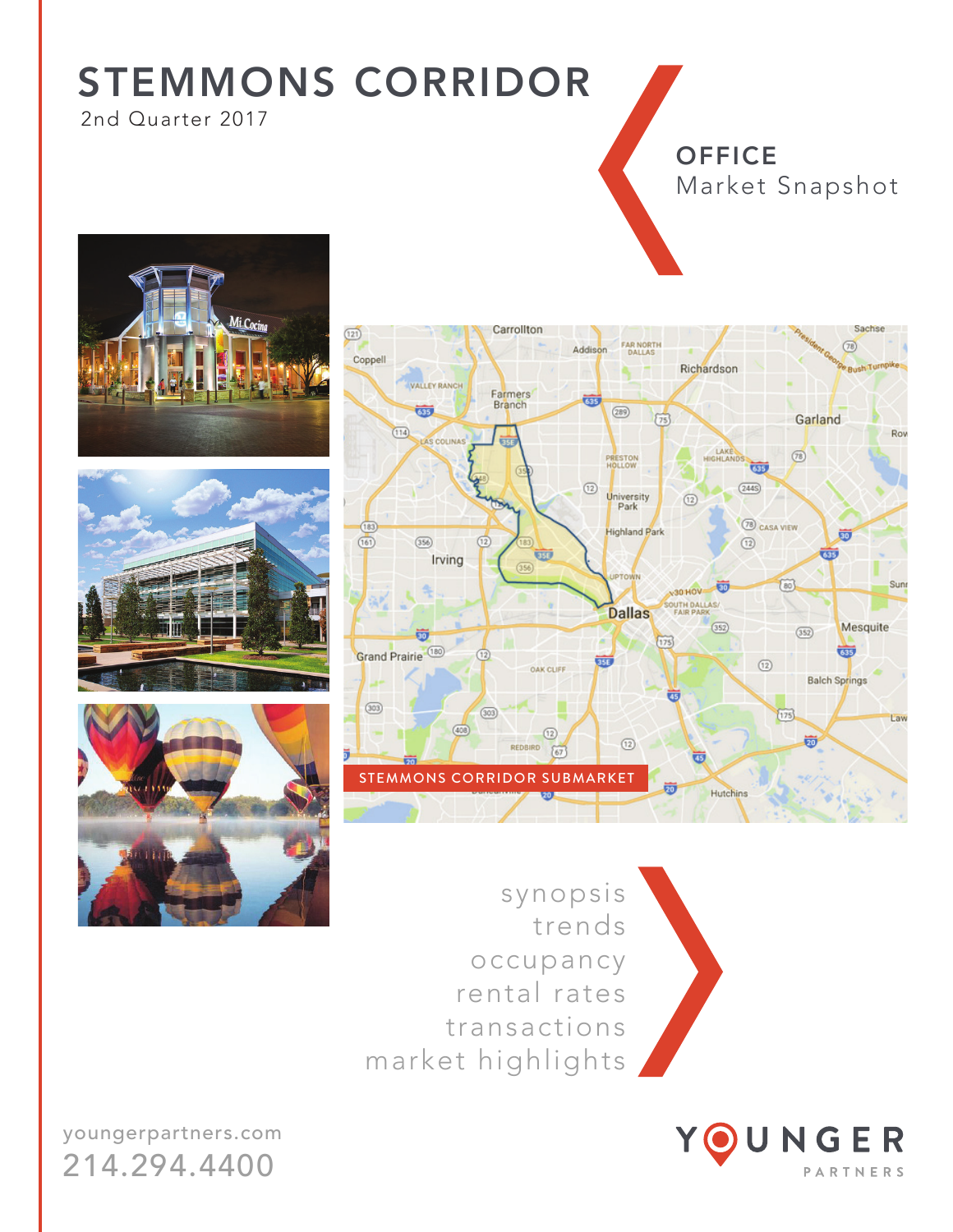# STEMMONS CORRIDOR

2nd Quarter 2017

## OFFICE

Market Snapshot

STEMMONS CORRIDOR SUBMARKET

synopsis
trends
occupancy
rental rates
transactions
market highlights

youngerpartners.com
214.294.4400

YOUNGER PARTNERS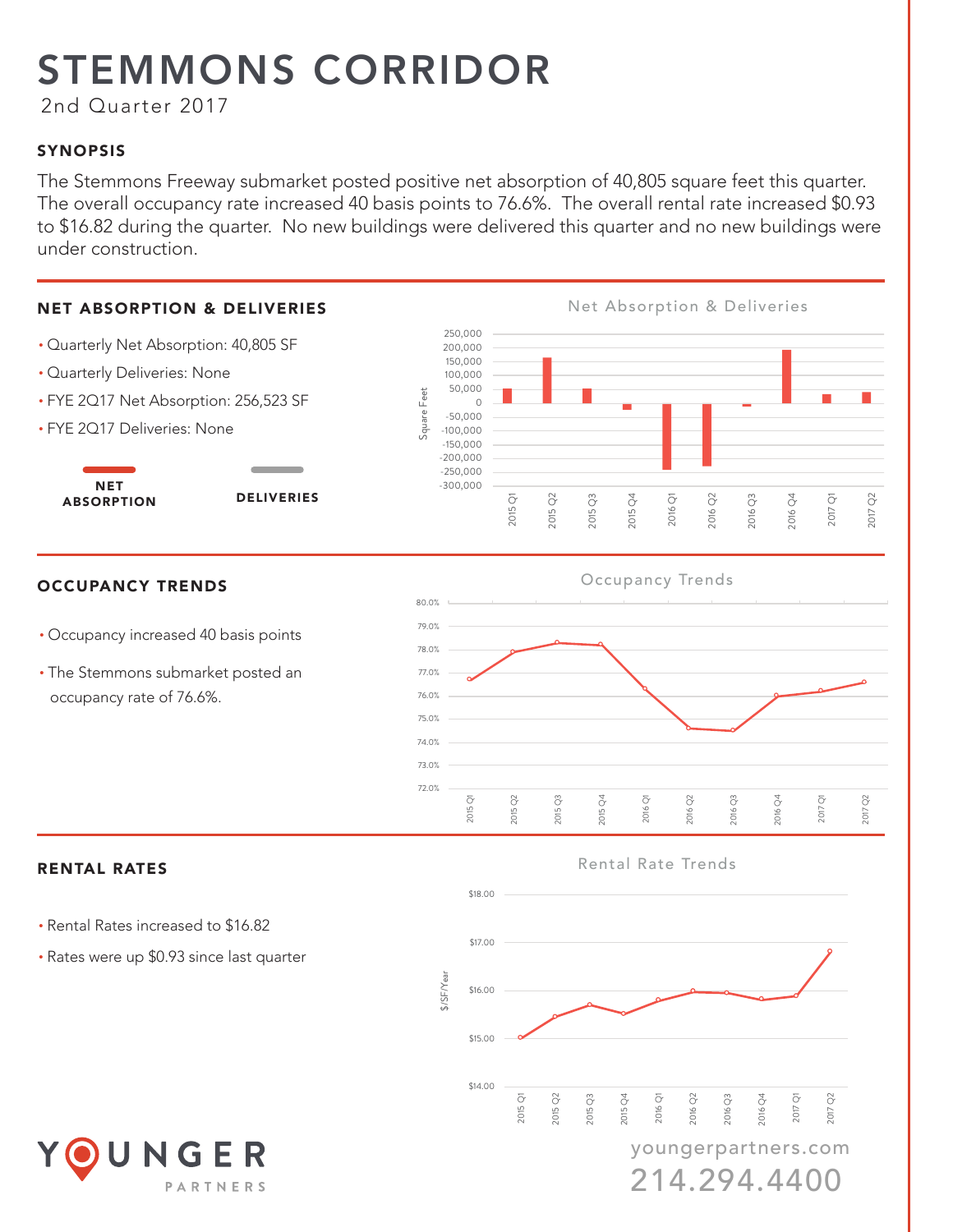# STEMMONS CORRIDOR

2nd Quarter 2017

## SYNOPSIS

The Stemmons Freeway submarket posted positive net absorption of 40,805 square feet this quarter. The overall occupancy rate increased 40 basis points to 76.6%. The overall rental rate increased $0.93 to $16.82 during the quarter. No new buildings were delivered this quarter and no new buildings were under construction.

## NET ABSORPTION & DELIVERIES

- Quarterly Net Absorption: 40,805 SF
- Quarterly Deliveries: None
- FYE 2Q17 Net Absorption: 256,523 SF
- FYE 2Q17 Deliveries: None

## OCCUPANCY TRENDS

- Occupancy increased 40 basis points
- The Stemmons submarket posted an occupancy rate of 76.6%.

## RENTAL RATES

- Rental Rates increased to $16.82
- Rates were up $0.93 since last quarter

youngerpartners.com

214.294.4400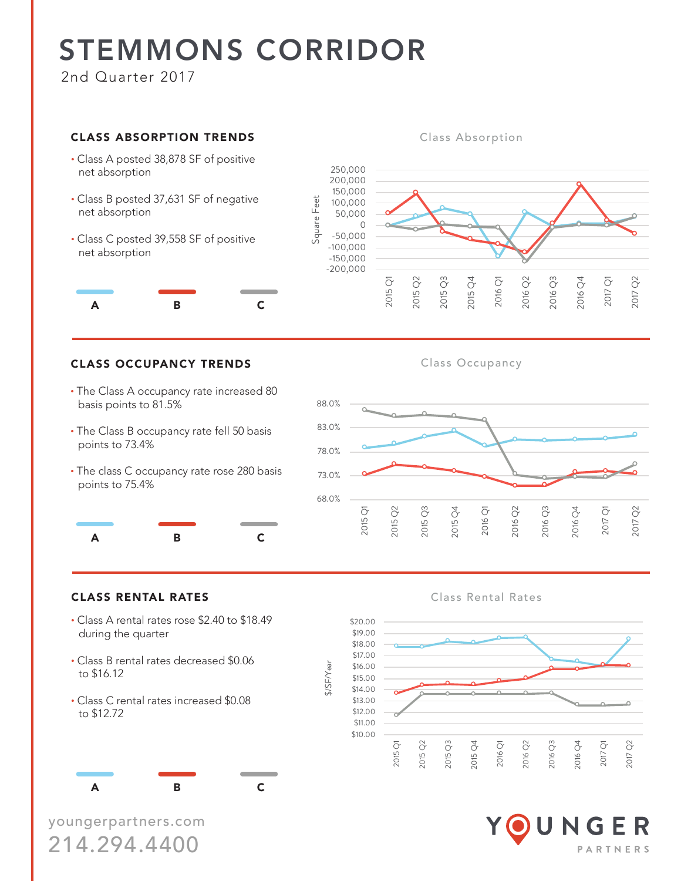# STEMMONS CORRIDOR

2nd Quarter 2017

## CLASS ABSORPTION TRENDS

- Class A posted 38,878 SF of positive net absorption
- Class B posted 37,631 SF of negative net absorption
- Class C posted 39,558 SF of positive net absorption

## CLASS OCCUPANCY TRENDS

- The Class A occupancy rate increased 80 basis points to 81.5%
- The Class B occupancy rate fell 50 basis points to 73.4%
- The class C occupancy rate rose 280 basis points to 75.4%

## CLASS RENTAL RATES

- Class A rental rates rose $2.40 to $18.49 during the quarter
- Class B rental rates decreased $0.06 to $16.12
- Class C rental rates increased $0.08 to $12.72

youngerpartners.com

214.294.4400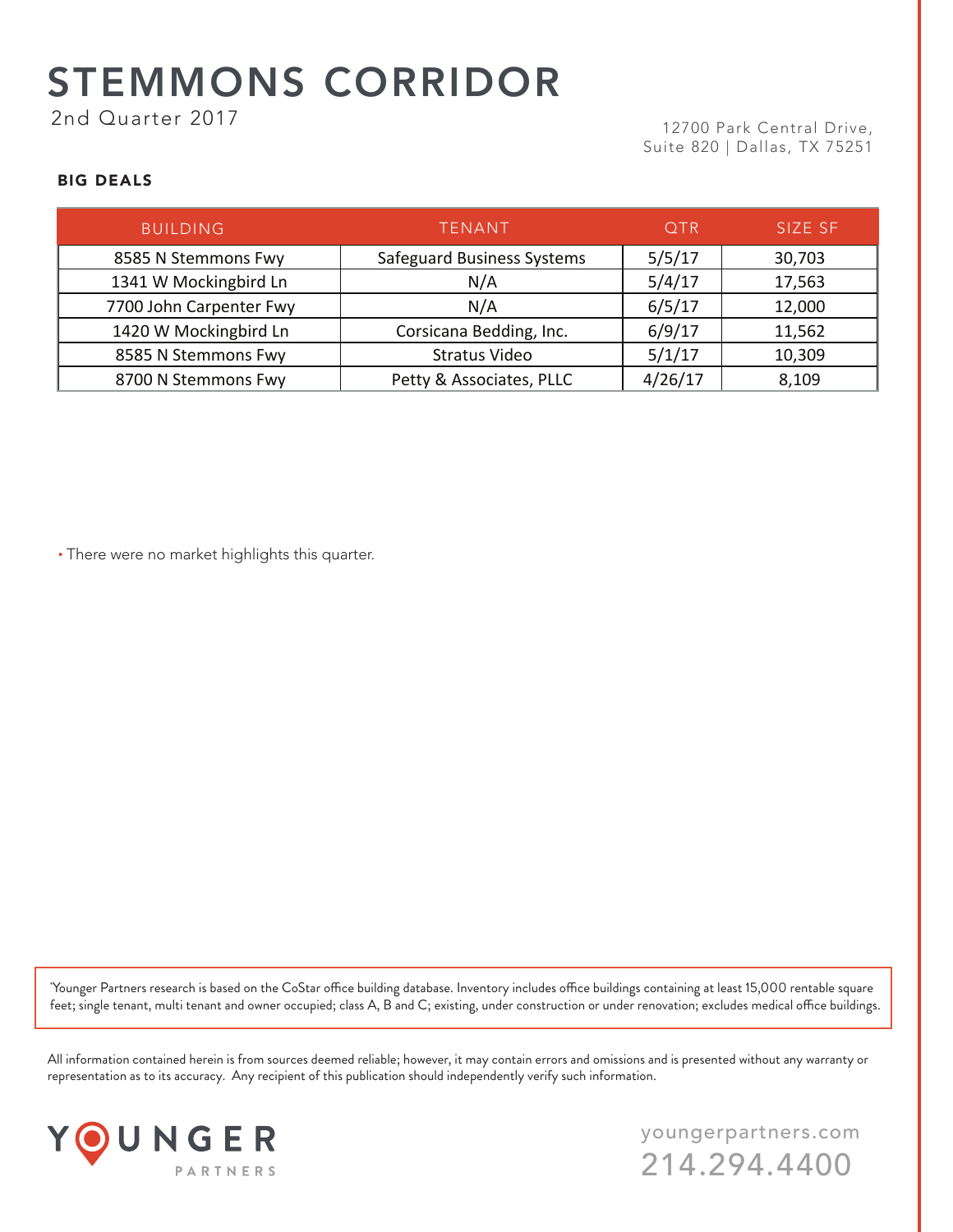# STEMMONS CORRIDOR

2nd Quarter 2017

12700 Park Central Drive, Suite 820 | Dallas, TX 75251

### BIG DEALS

| BUILDING | TENANT | QTR | SIZE SF |
|---|---|---|---|
| 8585 N Stemmons Fwy | Safeguard Business Systems | 5/5/17 | 30,703 |
| 1341 W Mockingbird Ln | N/A | 5/4/17 | 17,563 |
| 7700 John Carpenter Fwy | N/A | 6/5/17 | 12,000 |
| 1420 W Mockingbird Ln | Corsicana Bedding, Inc. | 6/9/17 | 11,562 |
| 8585 N Stemmons Fwy | Stratus Video | 5/1/17 | 10,309 |
| 8700 N Stemmons Fwy | Petty & Associates, PLLC | 4/26/17 | 8,109 |

- There were no market highlights this quarter.

*Younger Partners research is based on the CoStar office building database. Inventory includes office buildings containing at least 15,000 rentable square feet; single tenant, multi tenant and owner occupied; class A, B and C; existing, under construction or under renovation; excludes medical office buildings.

All information contained herein is from sources deemed reliable; however, it may contain errors and omissions and is presented without any warranty or representation as to its accuracy. Any recipient of this publication should independently verify such information.

YOUNGER PARTNERS

youngerpartners.com
214.294.4400